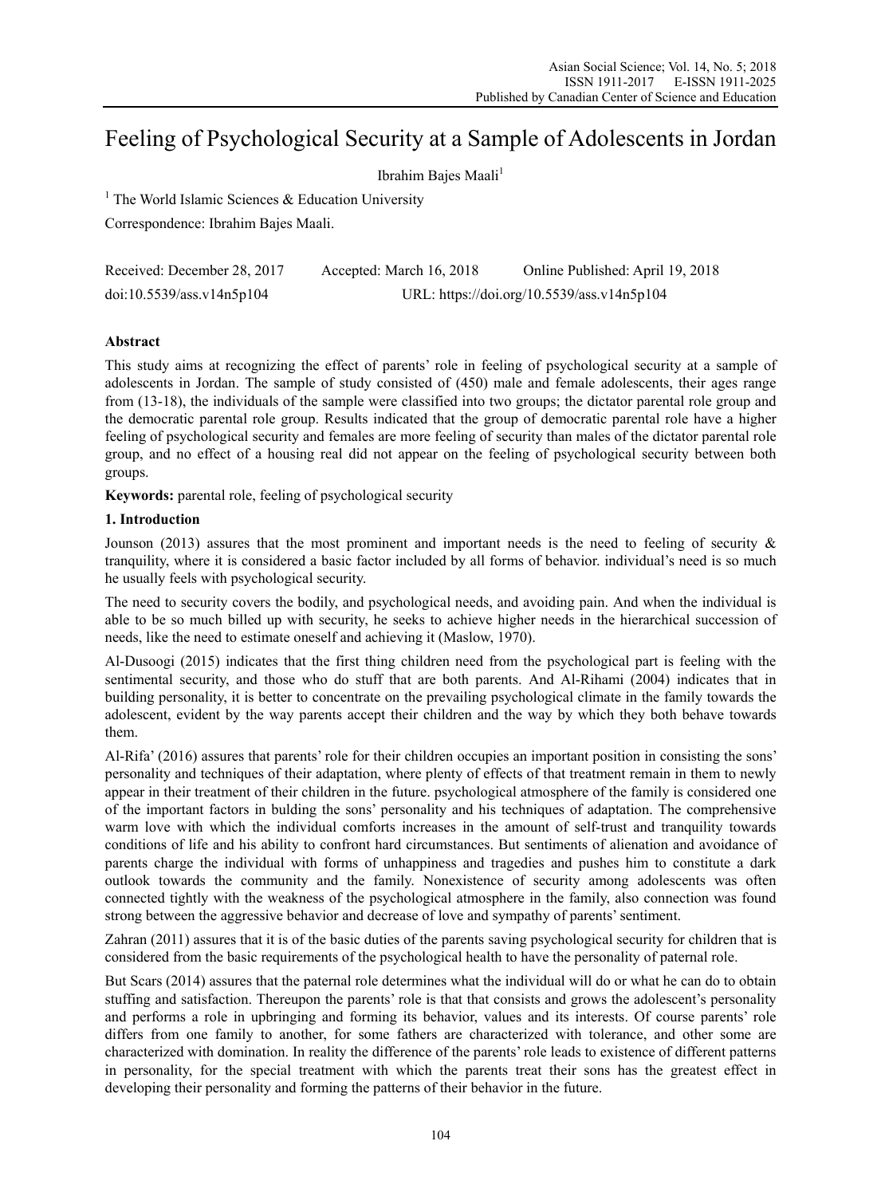# Feeling of Psychological Security at a Sample of Adolescents in Jordan

Ibrahim Bajes Maali[1]

[1] The World Islamic Sciences & Education University

Correspondence: Ibrahim Bajes Maali.

Received: December 28, 2017 Accepted: March 16, 2018 Online Published: April 19, 2018

doi:10.5539/ass.v14n5p104 URL: https://doi.org/10.5539/ass.v14n5p104

## Abstract

This study aims at recognizing the effect of parents' role in feeling of psychological security at a sample of adolescents in Jordan. The sample of study consisted of (450) male and female adolescents, their ages range from (13-18), the individuals of the sample were classified into two groups; the dictator parental role group and the democratic parental role group. Results indicated that the group of democratic parental role have a higher feeling of psychological security and females are more feeling of security than males of the dictator parental role group, and no effect of a housing real did not appear on the feeling of psychological security between both groups.

**Keywords:** parental role, feeling of psychological security

## 1. Introduction

Jounson (2013) assures that the most prominent and important needs is the need to feeling of security & tranquility, where it is considered a basic factor included by all forms of behavior. individual's need is so much he usually feels with psychological security.

The need to security covers the bodily, and psychological needs, and avoiding pain. And when the individual is able to be so much billed up with security, he seeks to achieve higher needs in the hierarchical succession of needs, like the need to estimate oneself and achieving it (Maslow, 1970).

Al-Dusoogi (2015) indicates that the first thing children need from the psychological part is feeling with the sentimental security, and those who do stuff that are both parents. And Al-Rihami (2004) indicates that in building personality, it is better to concentrate on the prevailing psychological climate in the family towards the adolescent, evident by the way parents accept their children and the way by which they both behave towards them.

Al-Rifa' (2016) assures that parents' role for their children occupies an important position in consisting the sons' personality and techniques of their adaptation, where plenty of effects of that treatment remain in them to newly appear in their treatment of their children in the future. psychological atmosphere of the family is considered one of the important factors in bulding the sons' personality and his techniques of adaptation. The comprehensive warm love with which the individual comforts increases in the amount of self-trust and tranquility towards conditions of life and his ability to confront hard circumstances. But sentiments of alienation and avoidance of parents charge the individual with forms of unhappiness and tragedies and pushes him to constitute a dark outlook towards the community and the family. Nonexistence of security among adolescents was often connected tightly with the weakness of the psychological atmosphere in the family, also connection was found strong between the aggressive behavior and decrease of love and sympathy of parents' sentiment.

Zahran (2011) assures that it is of the basic duties of the parents saving psychological security for children that is considered from the basic requirements of the psychological health to have the personality of paternal role.

But Scars (2014) assures that the paternal role determines what the individual will do or what he can do to obtain stuffing and satisfaction. Thereupon the parents' role is that that consists and grows the adolescent's personality and performs a role in upbringing and forming its behavior, values and its interests. Of course parents' role differs from one family to another, for some fathers are characterized with tolerance, and other some are characterized with domination. In reality the difference of the parents' role leads to existence of different patterns in personality, for the special treatment with which the parents treat their sons has the greatest effect in developing their personality and forming the patterns of their behavior in the future.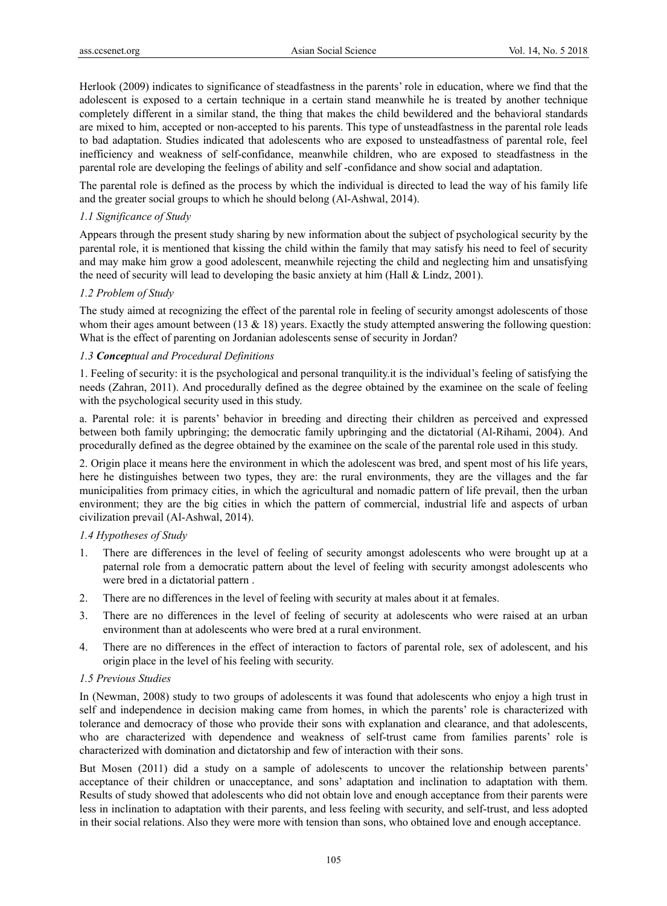Herlook (2009) indicates to significance of steadfastness in the parents' role in education, where we find that the adolescent is exposed to a certain technique in a certain stand meanwhile he is treated by another technique completely different in a similar stand, the thing that makes the child bewildered and the behavioral standards are mixed to him, accepted or non-accepted to his parents. This type of unsteadfastness in the parental role leads to bad adaptation. Studies indicated that adolescents who are exposed to unsteadfastness of parental role, feel inefficiency and weakness of self-confidance, meanwhile children, who are exposed to steadfastness in the parental role are developing the feelings of ability and self -confidance and show social and adaptation.

The parental role is defined as the process by which the individual is directed to lead the way of his family life and the greater social groups to which he should belong (Al-Ashwal, 2014).

### *1.1 Significance of Study*

Appears through the present study sharing by new information about the subject of psychological security by the parental role, it is mentioned that kissing the child within the family that may satisfy his need to feel of security and may make him grow a good adolescent, meanwhile rejecting the child and neglecting him and unsatisfying the need of security will lead to developing the basic anxiety at him (Hall & Lindz, 2001).

### *1.2 Problem of Study*

The study aimed at recognizing the effect of the parental role in feeling of security amongst adolescents of those whom their ages amount between (13 & 18) years. Exactly the study attempted answering the following question: What is the effect of parenting on Jordanian adolescents sense of security in Jordan?

### *1.3 **Concep**tual and Procedural Definitions*

1. Feeling of security: it is the psychological and personal tranquility.it is the individual's feeling of satisfying the needs (Zahran, 2011). And procedurally defined as the degree obtained by the examinee on the scale of feeling with the psychological security used in this study.

a. Parental role: it is parents' behavior in breeding and directing their children as perceived and expressed between both family upbringing; the democratic family upbringing and the dictatorial (Al-Rihami, 2004). And procedurally defined as the degree obtained by the examinee on the scale of the parental role used in this study.

2. Origin place it means here the environment in which the adolescent was bred, and spent most of his life years, here he distinguishes between two types, they are: the rural environments, they are the villages and the far municipalities from primacy cities, in which the agricultural and nomadic pattern of life prevail, then the urban environment; they are the big cities in which the pattern of commercial, industrial life and aspects of urban civilization prevail (Al-Ashwal, 2014).

### *1.4 Hypotheses of Study*

1. There are differences in the level of feeling of security amongst adolescents who were brought up at a paternal role from a democratic pattern about the level of feeling with security amongst adolescents who were bred in a dictatorial pattern .
2. There are no differences in the level of feeling with security at males about it at females.
3. There are no differences in the level of feeling of security at adolescents who were raised at an urban environment than at adolescents who were bred at a rural environment.
4. There are no differences in the effect of interaction to factors of parental role, sex of adolescent, and his origin place in the level of his feeling with security.

### *1.5 Previous Studies*

In (Newman, 2008) study to two groups of adolescents it was found that adolescents who enjoy a high trust in self and independence in decision making came from homes, in which the parents' role is characterized with tolerance and democracy of those who provide their sons with explanation and clearance, and that adolescents, who are characterized with dependence and weakness of self-trust came from families parents' role is characterized with domination and dictatorship and few of interaction with their sons.

But Mosen (2011) did a study on a sample of adolescents to uncover the relationship between parents' acceptance of their children or unacceptance, and sons' adaptation and inclination to adaptation with them. Results of study showed that adolescents who did not obtain love and enough acceptance from their parents were less in inclination to adaptation with their parents, and less feeling with security, and self-trust, and less adopted in their social relations. Also they were more with tension than sons, who obtained love and enough acceptance.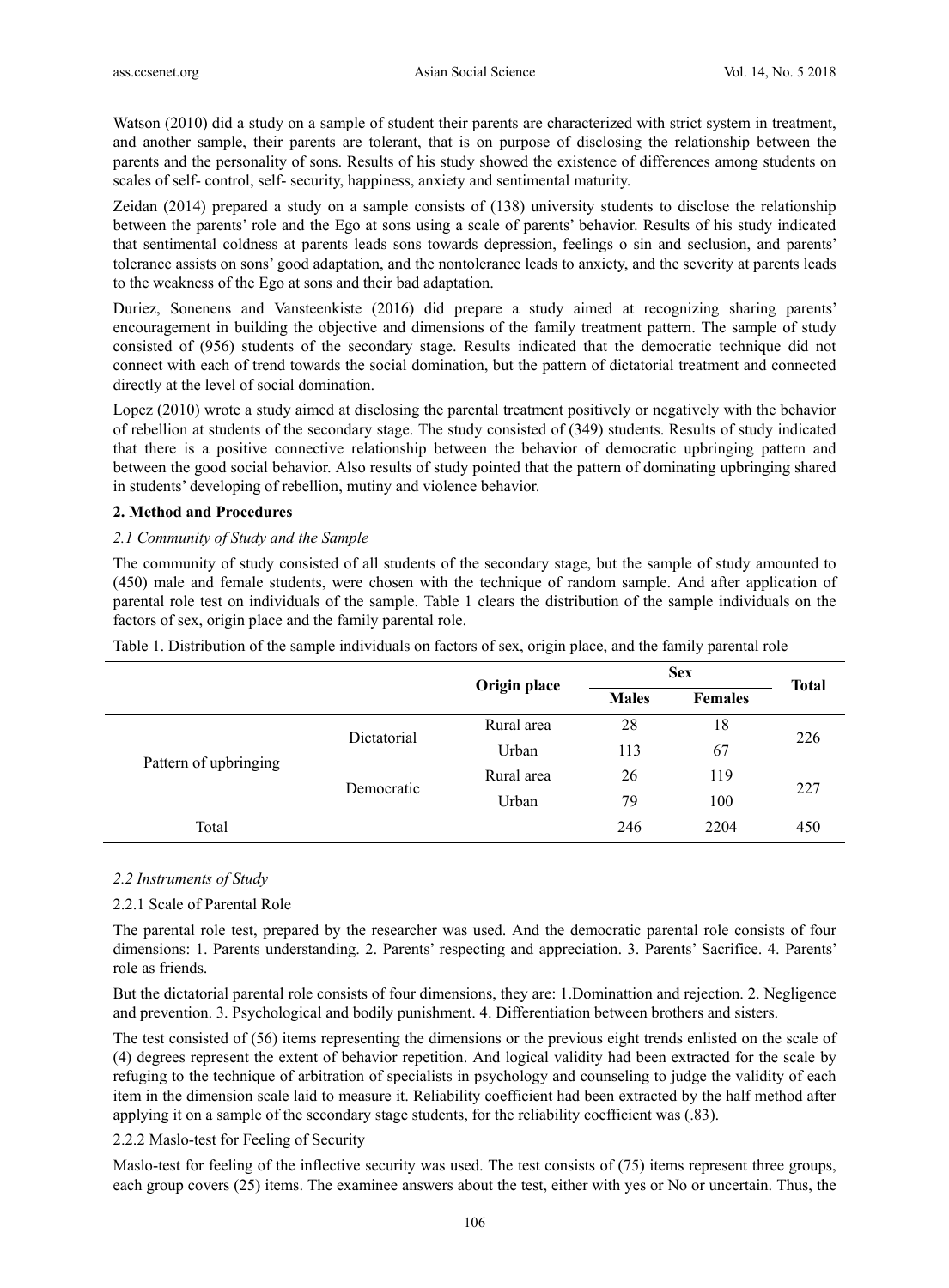Watson (2010) did a study on a sample of student their parents are characterized with strict system in treatment, and another sample, their parents are tolerant, that is on purpose of disclosing the relationship between the parents and the personality of sons. Results of his study showed the existence of differences among students on scales of self- control, self- security, happiness, anxiety and sentimental maturity.

Zeidan (2014) prepared a study on a sample consists of (138) university students to disclose the relationship between the parents' role and the Ego at sons using a scale of parents' behavior. Results of his study indicated that sentimental coldness at parents leads sons towards depression, feelings o sin and seclusion, and parents' tolerance assists on sons' good adaptation, and the nontolerance leads to anxiety, and the severity at parents leads to the weakness of the Ego at sons and their bad adaptation.

Duriez, Sonenens and Vansteenkiste (2016) did prepare a study aimed at recognizing sharing parents' encouragement in building the objective and dimensions of the family treatment pattern. The sample of study consisted of (956) students of the secondary stage. Results indicated that the democratic technique did not connect with each of trend towards the social domination, but the pattern of dictatorial treatment and connected directly at the level of social domination.

Lopez (2010) wrote a study aimed at disclosing the parental treatment positively or negatively with the behavior of rebellion at students of the secondary stage. The study consisted of (349) students. Results of study indicated that there is a positive connective relationship between the behavior of democratic upbringing pattern and between the good social behavior. Also results of study pointed that the pattern of dominating upbringing shared in students' developing of rebellion, mutiny and violence behavior.

## 2. Method and Procedures

### *2.1 Community of Study and the Sample*

The community of study consisted of all students of the secondary stage, but the sample of study amounted to (450) male and female students, were chosen with the technique of random sample. And after application of parental role test on individuals of the sample. Table 1 clears the distribution of the sample individuals on the factors of sex, origin place and the family parental role.

Table 1. Distribution of the sample individuals on factors of sex, origin place, and the family parental role

| | | Origin place | Sex | | Total |
|---|---|---|---|---|---|
| | | | **Males** | **Females** | |
| Pattern of upbringing | Dictatorial | Rural area | 28 | 18 | 226 |
| | | Urban | 113 | 67 | |
| | Democratic | Rural area | 26 | 119 | 227 |
| | | Urban | 79 | 100 | |
| Total | | | 246 | 2204 | 450 |

### *2.2 Instruments of Study*

#### 2.2.1 Scale of Parental Role

The parental role test, prepared by the researcher was used. And the democratic parental role consists of four dimensions: 1. Parents understanding. 2. Parents' respecting and appreciation. 3. Parents' Sacrifice. 4. Parents' role as friends.

But the dictatorial parental role consists of four dimensions, they are: 1.Dominattion and rejection. 2. Negligence and prevention. 3. Psychological and bodily punishment. 4. Differentiation between brothers and sisters.

The test consisted of (56) items representing the dimensions or the previous eight trends enlisted on the scale of (4) degrees represent the extent of behavior repetition. And logical validity had been extracted for the scale by refuging to the technique of arbitration of specialists in psychology and counseling to judge the validity of each item in the dimension scale laid to measure it. Reliability coefficient had been extracted by the half method after applying it on a sample of the secondary stage students, for the reliability coefficient was (.83).

#### 2.2.2 Maslo-test for Feeling of Security

Maslo-test for feeling of the inflective security was used. The test consists of (75) items represent three groups, each group covers (25) items. The examinee answers about the test, either with yes or No or uncertain. Thus, the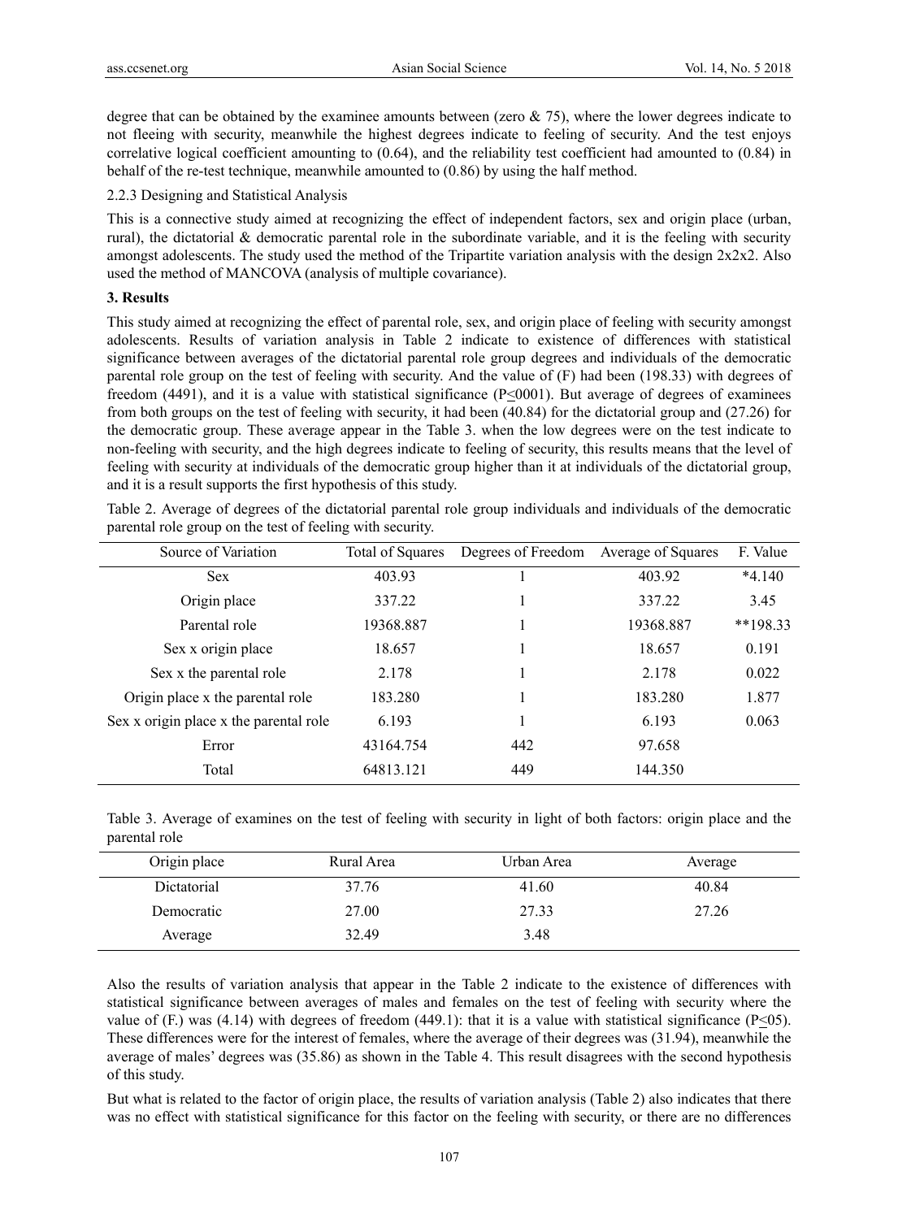degree that can be obtained by the examinee amounts between (zero & 75), where the lower degrees indicate to not fleeing with security, meanwhile the highest degrees indicate to feeling of security. And the test enjoys correlative logical coefficient amounting to (0.64), and the reliability test coefficient had amounted to (0.84) in behalf of the re-test technique, meanwhile amounted to (0.86) by using the half method.

2.2.3 Designing and Statistical Analysis

This is a connective study aimed at recognizing the effect of independent factors, sex and origin place (urban, rural), the dictatorial & democratic parental role in the subordinate variable, and it is the feeling with security amongst adolescents. The study used the method of the Tripartite variation analysis with the design 2x2x2. Also used the method of MANCOVA (analysis of multiple covariance).

## 3. Results

This study aimed at recognizing the effect of parental role, sex, and origin place of feeling with security amongst adolescents. Results of variation analysis in Table 2 indicate to existence of differences with statistical significance between averages of the dictatorial parental role group degrees and individuals of the democratic parental role group on the test of feeling with security. And the value of (F) had been (198.33) with degrees of freedom (4491), and it is a value with statistical significance (P≤0001). But average of degrees of examinees from both groups on the test of feeling with security, it had been (40.84) for the dictatorial group and (27.26) for the democratic group. These average appear in the Table 3. when the low degrees were on the test indicate to non-feeling with security, and the high degrees indicate to feeling of security, this results means that the level of feeling with security at individuals of the democratic group higher than it at individuals of the dictatorial group, and it is a result supports the first hypothesis of this study.

Table 2. Average of degrees of the dictatorial parental role group individuals and individuals of the democratic parental role group on the test of feeling with security.

| Source of Variation | Total of Squares | Degrees of Freedom | Average of Squares | F. Value |
|---|---|---|---|---|
| Sex | 403.93 | 1 | 403.92 | *4.140 |
| Origin place | 337.22 | 1 | 337.22 | 3.45 |
| Parental role | 19368.887 | 1 | 19368.887 | **198.33 |
| Sex x origin place | 18.657 | 1 | 18.657 | 0.191 |
| Sex x the parental role | 2.178 | 1 | 2.178 | 0.022 |
| Origin place x the parental role | 183.280 | 1 | 183.280 | 1.877 |
| Sex x origin place x the parental role | 6.193 | 1 | 6.193 | 0.063 |
| Error | 43164.754 | 442 | 97.658 | |
| Total | 64813.121 | 449 | 144.350 | |

Table 3. Average of examines on the test of feeling with security in light of both factors: origin place and the parental role

| Origin place | Rural Area | Urban Area | Average |
|---|---|---|---|
| Dictatorial | 37.76 | 41.60 | 40.84 |
| Democratic | 27.00 | 27.33 | 27.26 |
| Average | 32.49 | 3.48 | |

Also the results of variation analysis that appear in the Table 2 indicate to the existence of differences with statistical significance between averages of males and females on the test of feeling with security where the value of (F.) was (4.14) with degrees of freedom (449.1): that it is a value with statistical significance (P≤05). These differences were for the interest of females, where the average of their degrees was (31.94), meanwhile the average of males' degrees was (35.86) as shown in the Table 4. This result disagrees with the second hypothesis of this study.

But what is related to the factor of origin place, the results of variation analysis (Table 2) also indicates that there was no effect with statistical significance for this factor on the feeling with security, or there are no differences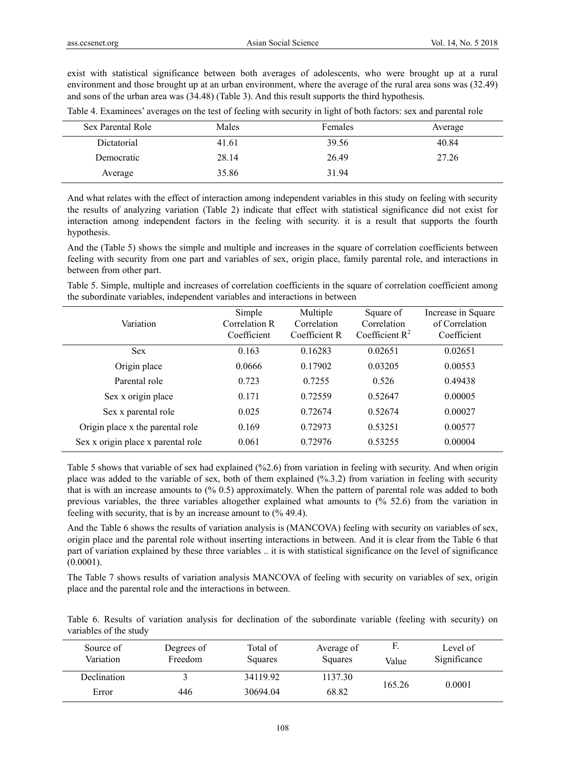exist with statistical significance between both averages of adolescents, who were brought up at a rural environment and those brought up at an urban environment, where the average of the rural area sons was (32.49) and sons of the urban area was (34.48) (Table 3). And this result supports the third hypothesis.

Table 4. Examinees' averages on the test of feeling with security in light of both factors: sex and parental role

| Sex Parental Role | Males | Females | Average |
|---|---|---|---|
| Dictatorial | 41.61 | 39.56 | 40.84 |
| Democratic | 28.14 | 26.49 | 27.26 |
| Average | 35.86 | 31.94 | |

And what relates with the effect of interaction among independent variables in this study on feeling with security the results of analyzing variation (Table 2) indicate that effect with statistical significance did not exist for interaction among independent factors in the feeling with security. it is a result that supports the fourth hypothesis.

And the (Table 5) shows the simple and multiple and increases in the square of correlation coefficients between feeling with security from one part and variables of sex, origin place, family parental role, and interactions in between from other part.

Table 5. Simple, multiple and increases of correlation coefficients in the square of correlation coefficient among the subordinate variables, independent variables and interactions in between

| Variation | Simple Correlation R Coefficient | Multiple Correlation Coefficient R | Square of Correlation Coefficient $R^2$ | Increase in Square of Correlation Coefficient |
|---|---|---|---|---|
| Sex | 0.163 | 0.16283 | 0.02651 | 0.02651 |
| Origin place | 0.0666 | 0.17902 | 0.03205 | 0.00553 |
| Parental role | 0.723 | 0.7255 | 0.526 | 0.49438 |
| Sex x origin place | 0.171 | 0.72559 | 0.52647 | 0.00005 |
| Sex x parental role | 0.025 | 0.72674 | 0.52674 | 0.00027 |
| Origin place x the parental role | 0.169 | 0.72973 | 0.53251 | 0.00577 |
| Sex x origin place x parental role | 0.061 | 0.72976 | 0.53255 | 0.00004 |

Table 5 shows that variable of sex had explained (%2.6) from variation in feeling with security. And when origin place was added to the variable of sex, both of them explained (%.3.2) from variation in feeling with security that is with an increase amounts to (% 0.5) approximately. When the pattern of parental role was added to both previous variables, the three variables altogether explained what amounts to (% 52.6) from the variation in feeling with security, that is by an increase amount to (% 49.4).

And the Table 6 shows the results of variation analysis is (MANCOVA) feeling with security on variables of sex, origin place and the parental role without inserting interactions in between. And it is clear from the Table 6 that part of variation explained by these three variables .. it is with statistical significance on the level of significance (0.0001).

The Table 7 shows results of variation analysis MANCOVA of feeling with security on variables of sex, origin place and the parental role and the interactions in between.

Table 6. Results of variation analysis for declination of the subordinate variable (feeling with security) on variables of the study

| Source of Variation | Degrees of Freedom | Total of Squares | Average of Squares | F. Value | Level of Significance |
|---|---|---|---|---|---|
| Declination | 3 | 34119.92 | 1137.30 | 165.26 | 0.0001 |
| Error | 446 | 30694.04 | 68.82 | | |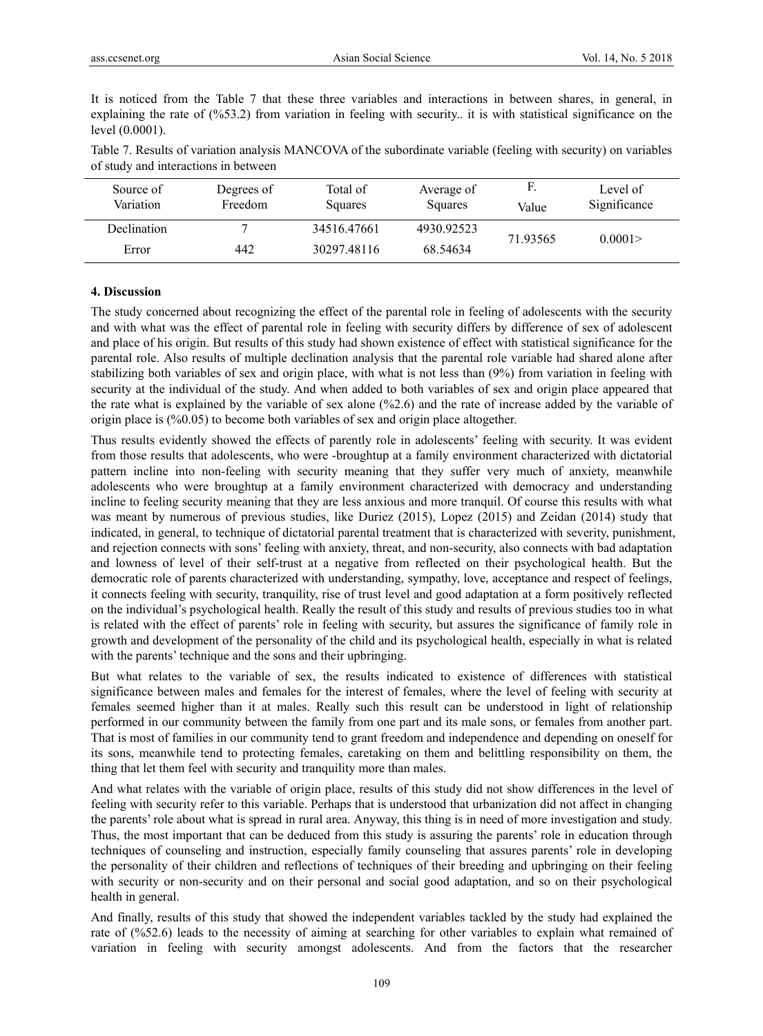It is noticed from the Table 7 that these three variables and interactions in between shares, in general, in explaining the rate of (%53.2) from variation in feeling with security.. it is with statistical significance on the level (0.0001).

Table 7. Results of variation analysis MANCOVA of the subordinate variable (feeling with security) on variables of study and interactions in between

| Source of Variation | Degrees of Freedom | Total of Squares | Average of Squares | F. Value | Level of Significance |
|---|---|---|---|---|---|
| Declination | 7 | 34516.47661 | 4930.92523 | 71.93565 | 0.0001> |
| Error | 442 | 30297.48116 | 68.54634 | | |

## 4. Discussion

The study concerned about recognizing the effect of the parental role in feeling of adolescents with the security and with what was the effect of parental role in feeling with security differs by difference of sex of adolescent and place of his origin. But results of this study had shown existence of effect with statistical significance for the parental role. Also results of multiple declination analysis that the parental role variable had shared alone after stabilizing both variables of sex and origin place, with what is not less than (9%) from variation in feeling with security at the individual of the study. And when added to both variables of sex and origin place appeared that the rate what is explained by the variable of sex alone (%2.6) and the rate of increase added by the variable of origin place is (%0.05) to become both variables of sex and origin place altogether.

Thus results evidently showed the effects of parently role in adolescents' feeling with security. It was evident from those results that adolescents, who were -broughtup at a family environment characterized with dictatorial pattern incline into non-feeling with security meaning that they suffer very much of anxiety, meanwhile adolescents who were broughtup at a family environment characterized with democracy and understanding incline to feeling security meaning that they are less anxious and more tranquil. Of course this results with what was meant by numerous of previous studies, like Duriez (2015), Lopez (2015) and Zeidan (2014) study that indicated, in general, to technique of dictatorial parental treatment that is characterized with severity, punishment, and rejection connects with sons' feeling with anxiety, threat, and non-security, also connects with bad adaptation and lowness of level of their self-trust at a negative from reflected on their psychological health. But the democratic role of parents characterized with understanding, sympathy, love, acceptance and respect of feelings, it connects feeling with security, tranquility, rise of trust level and good adaptation at a form positively reflected on the individual's psychological health. Really the result of this study and results of previous studies too in what is related with the effect of parents' role in feeling with security, but assures the significance of family role in growth and development of the personality of the child and its psychological health, especially in what is related with the parents' technique and the sons and their upbringing.

But what relates to the variable of sex, the results indicated to existence of differences with statistical significance between males and females for the interest of females, where the level of feeling with security at females seemed higher than it at males. Really such this result can be understood in light of relationship performed in our community between the family from one part and its male sons, or females from another part. That is most of families in our community tend to grant freedom and independence and depending on oneself for its sons, meanwhile tend to protecting females, caretaking on them and belittling responsibility on them, the thing that let them feel with security and tranquility more than males.

And what relates with the variable of origin place, results of this study did not show differences in the level of feeling with security refer to this variable. Perhaps that is understood that urbanization did not affect in changing the parents' role about what is spread in rural area. Anyway, this thing is in need of more investigation and study. Thus, the most important that can be deduced from this study is assuring the parents' role in education through techniques of counseling and instruction, especially family counseling that assures parents' role in developing the personality of their children and reflections of techniques of their breeding and upbringing on their feeling with security or non-security and on their personal and social good adaptation, and so on their psychological health in general.

And finally, results of this study that showed the independent variables tackled by the study had explained the rate of (%52.6) leads to the necessity of aiming at searching for other variables to explain what remained of variation in feeling with security amongst adolescents. And from the factors that the researcher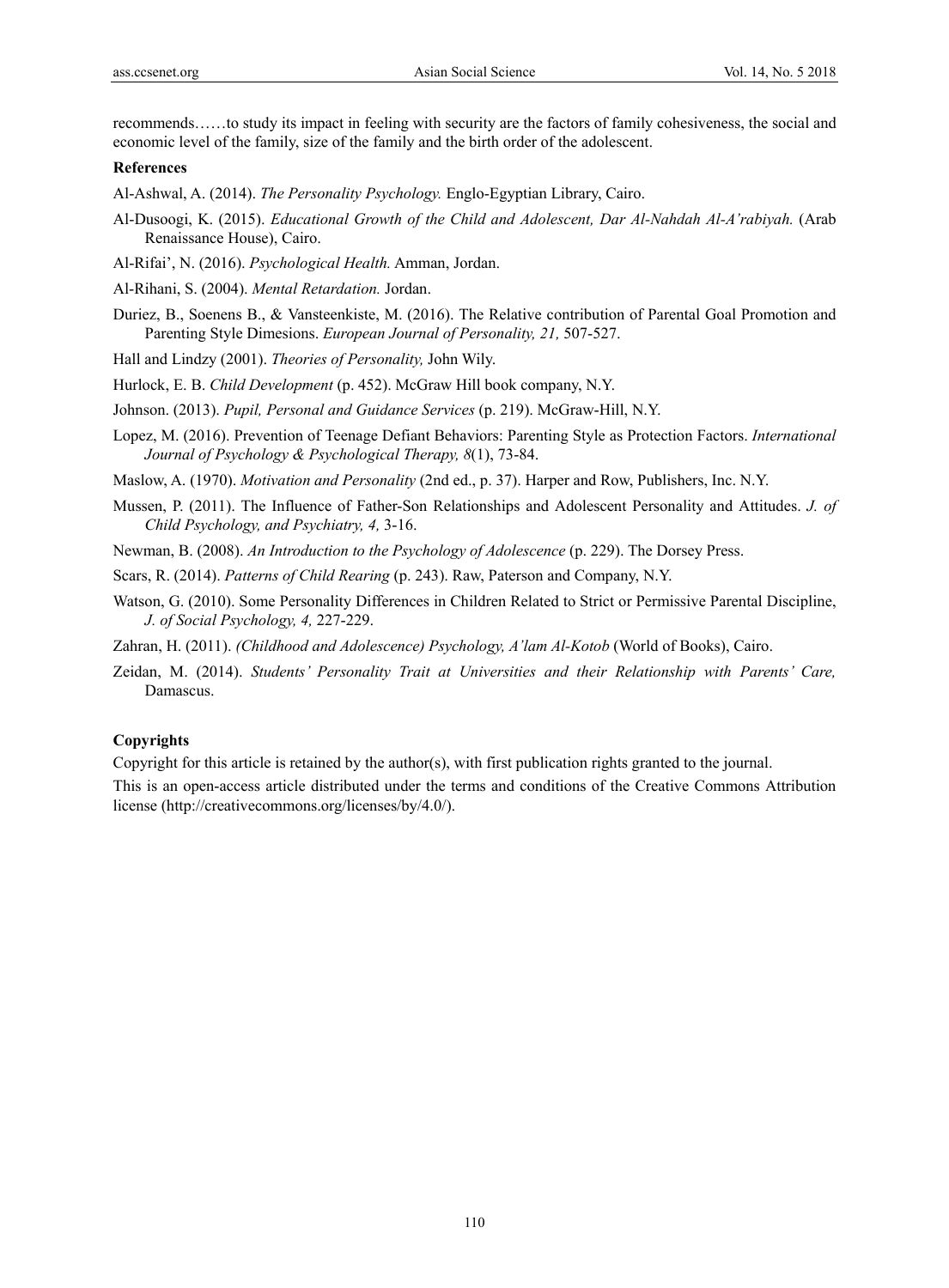recommends……to study its impact in feeling with security are the factors of family cohesiveness, the social and economic level of the family, size of the family and the birth order of the adolescent.

**References**

Al-Ashwal, A. (2014). *The Personality Psychology.* Englo-Egyptian Library, Cairo.

Al-Dusoogi, K. (2015). *Educational Growth of the Child and Adolescent, Dar Al-Nahdah Al-A'rabiyah.* (Arab Renaissance House), Cairo.

Al-Rifai', N. (2016). *Psychological Health.* Amman, Jordan.

Al-Rihani, S. (2004). *Mental Retardation.* Jordan.

Duriez, B., Soenens B., & Vansteenkiste, M. (2016). The Relative contribution of Parental Goal Promotion and Parenting Style Dimesions. *European Journal of Personality, 21,* 507-527.

Hall and Lindzy (2001). *Theories of Personality,* John Wily.

Hurlock, E. B. *Child Development* (p. 452). McGraw Hill book company, N.Y.

Johnson. (2013). *Pupil, Personal and Guidance Services* (p. 219). McGraw-Hill, N.Y.

Lopez, M. (2016). Prevention of Teenage Defiant Behaviors: Parenting Style as Protection Factors. *International Journal of Psychology & Psychological Therapy, 8*(1), 73-84.

Maslow, A. (1970). *Motivation and Personality* (2nd ed., p. 37). Harper and Row, Publishers, Inc. N.Y.

Mussen, P. (2011). The Influence of Father-Son Relationships and Adolescent Personality and Attitudes. *J. of Child Psychology, and Psychiatry, 4,* 3-16.

Newman, B. (2008). *An Introduction to the Psychology of Adolescence* (p. 229). The Dorsey Press.

Scars, R. (2014). *Patterns of Child Rearing* (p. 243). Raw, Paterson and Company, N.Y.

Watson, G. (2010). Some Personality Differences in Children Related to Strict or Permissive Parental Discipline, *J. of Social Psychology, 4,* 227-229.

Zahran, H. (2011). *(Childhood and Adolescence) Psychology, A'lam Al-Kotob* (World of Books), Cairo.

Zeidan, M. (2014). *Students' Personality Trait at Universities and their Relationship with Parents' Care,* Damascus.

**Copyrights**

Copyright for this article is retained by the author(s), with first publication rights granted to the journal.

This is an open-access article distributed under the terms and conditions of the Creative Commons Attribution license (http://creativecommons.org/licenses/by/4.0/).